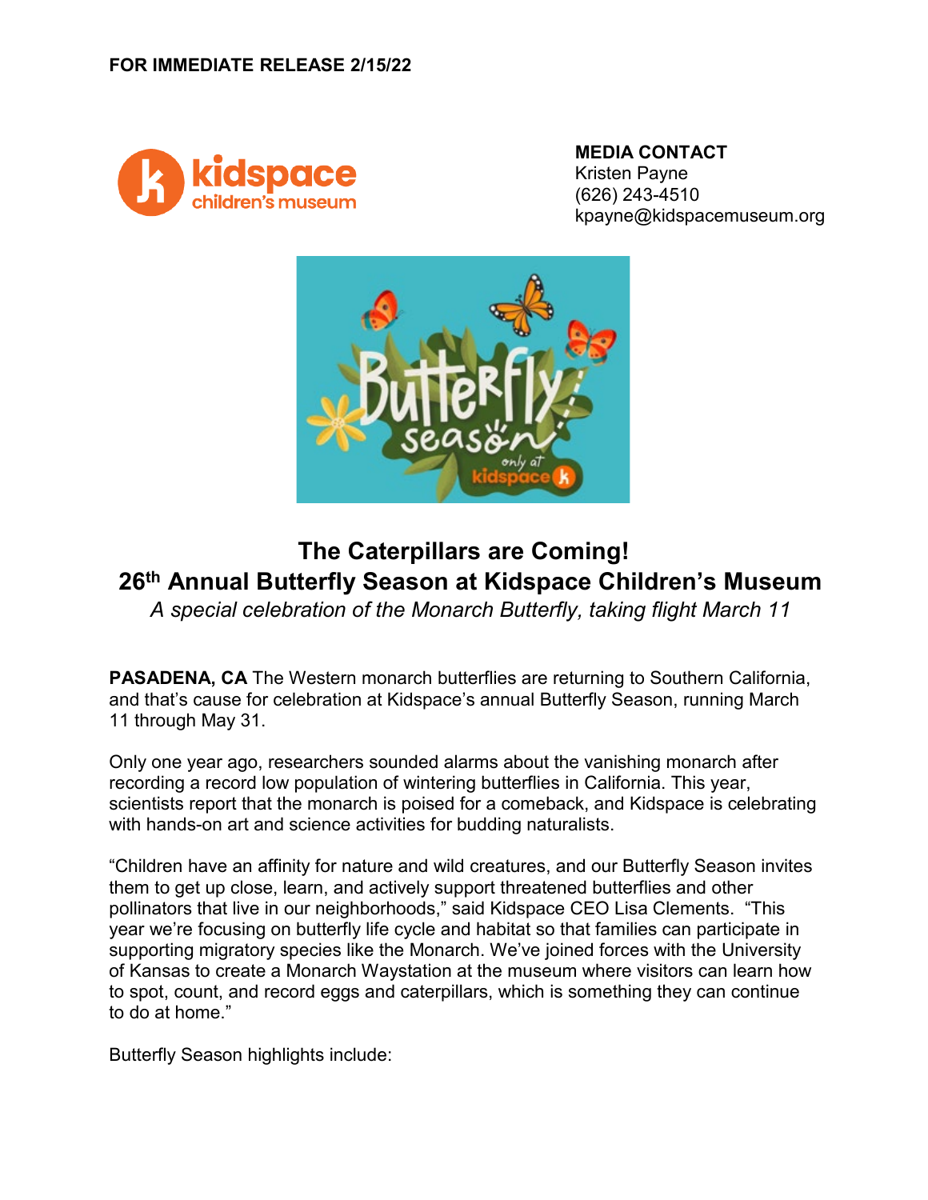**FOR IMMEDIATE RELEASE 2/15/22**

**MEDIA CONTACT**
Kristen Payne
(626) 243-4510
kpayne@kidspacemuseum.org

# The Caterpillars are Coming!
# 26th Annual Butterfly Season at Kidspace Children's Museum

*A special celebration of the Monarch Butterfly, taking flight March 11*

**PASADENA, CA** The Western monarch butterflies are returning to Southern California, and that's cause for celebration at Kidspace's annual Butterfly Season, running March 11 through May 31.

Only one year ago, researchers sounded alarms about the vanishing monarch after recording a record low population of wintering butterflies in California. This year, scientists report that the monarch is poised for a comeback, and Kidspace is celebrating with hands-on art and science activities for budding naturalists.

"Children have an affinity for nature and wild creatures, and our Butterfly Season invites them to get up close, learn, and actively support threatened butterflies and other pollinators that live in our neighborhoods," said Kidspace CEO Lisa Clements. "This year we're focusing on butterfly life cycle and habitat so that families can participate in supporting migratory species like the Monarch. We've joined forces with the University of Kansas to create a Monarch Waystation at the museum where visitors can learn how to spot, count, and record eggs and caterpillars, which is something they can continue to do at home."

Butterfly Season highlights include: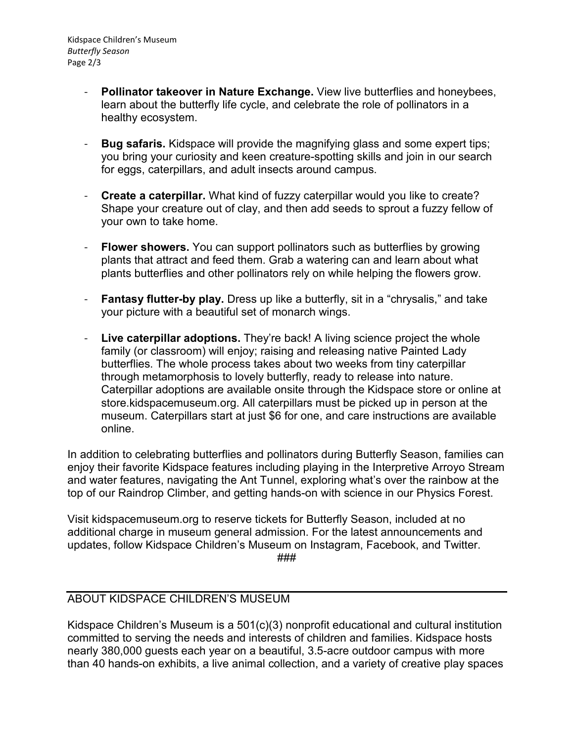- **Pollinator takeover in Nature Exchange.** View live butterflies and honeybees, learn about the butterfly life cycle, and celebrate the role of pollinators in a healthy ecosystem.

- **Bug safaris.** Kidspace will provide the magnifying glass and some expert tips; you bring your curiosity and keen creature-spotting skills and join in our search for eggs, caterpillars, and adult insects around campus.

- **Create a caterpillar.** What kind of fuzzy caterpillar would you like to create? Shape your creature out of clay, and then add seeds to sprout a fuzzy fellow of your own to take home.

- **Flower showers.** You can support pollinators such as butterflies by growing plants that attract and feed them. Grab a watering can and learn about what plants butterflies and other pollinators rely on while helping the flowers grow.

- **Fantasy flutter-by play.** Dress up like a butterfly, sit in a "chrysalis," and take your picture with a beautiful set of monarch wings.

- **Live caterpillar adoptions.** They're back! A living science project the whole family (or classroom) will enjoy; raising and releasing native Painted Lady butterflies. The whole process takes about two weeks from tiny caterpillar through metamorphosis to lovely butterfly, ready to release into nature. Caterpillar adoptions are available onsite through the Kidspace store or online at store.kidspacemuseum.org. All caterpillars must be picked up in person at the museum. Caterpillars start at just $6 for one, and care instructions are available online.

In addition to celebrating butterflies and pollinators during Butterfly Season, families can enjoy their favorite Kidspace features including playing in the Interpretive Arroyo Stream and water features, navigating the Ant Tunnel, exploring what's over the rainbow at the top of our Raindrop Climber, and getting hands-on with science in our Physics Forest.

Visit kidspacemuseum.org to reserve tickets for Butterfly Season, included at no additional charge in museum general admission. For the latest announcements and updates, follow Kidspace Children's Museum on Instagram, Facebook, and Twitter.

###

## ABOUT KIDSPACE CHILDREN'S MUSEUM

Kidspace Children's Museum is a 501(c)(3) nonprofit educational and cultural institution committed to serving the needs and interests of children and families. Kidspace hosts nearly 380,000 guests each year on a beautiful, 3.5-acre outdoor campus with more than 40 hands-on exhibits, a live animal collection, and a variety of creative play spaces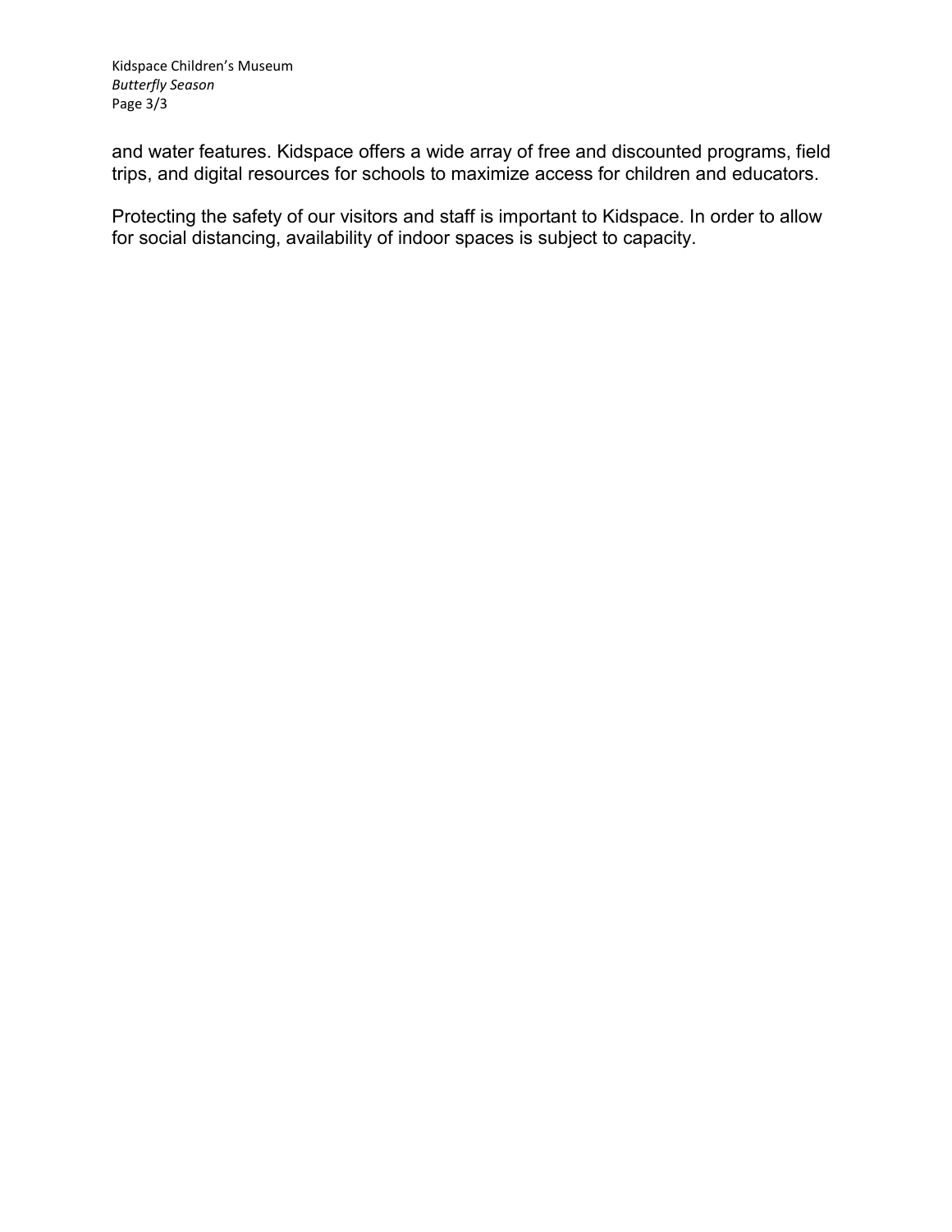and water features. Kidspace offers a wide array of free and discounted programs, field trips, and digital resources for schools to maximize access for children and educators.

Protecting the safety of our visitors and staff is important to Kidspace. In order to allow for social distancing, availability of indoor spaces is subject to capacity.